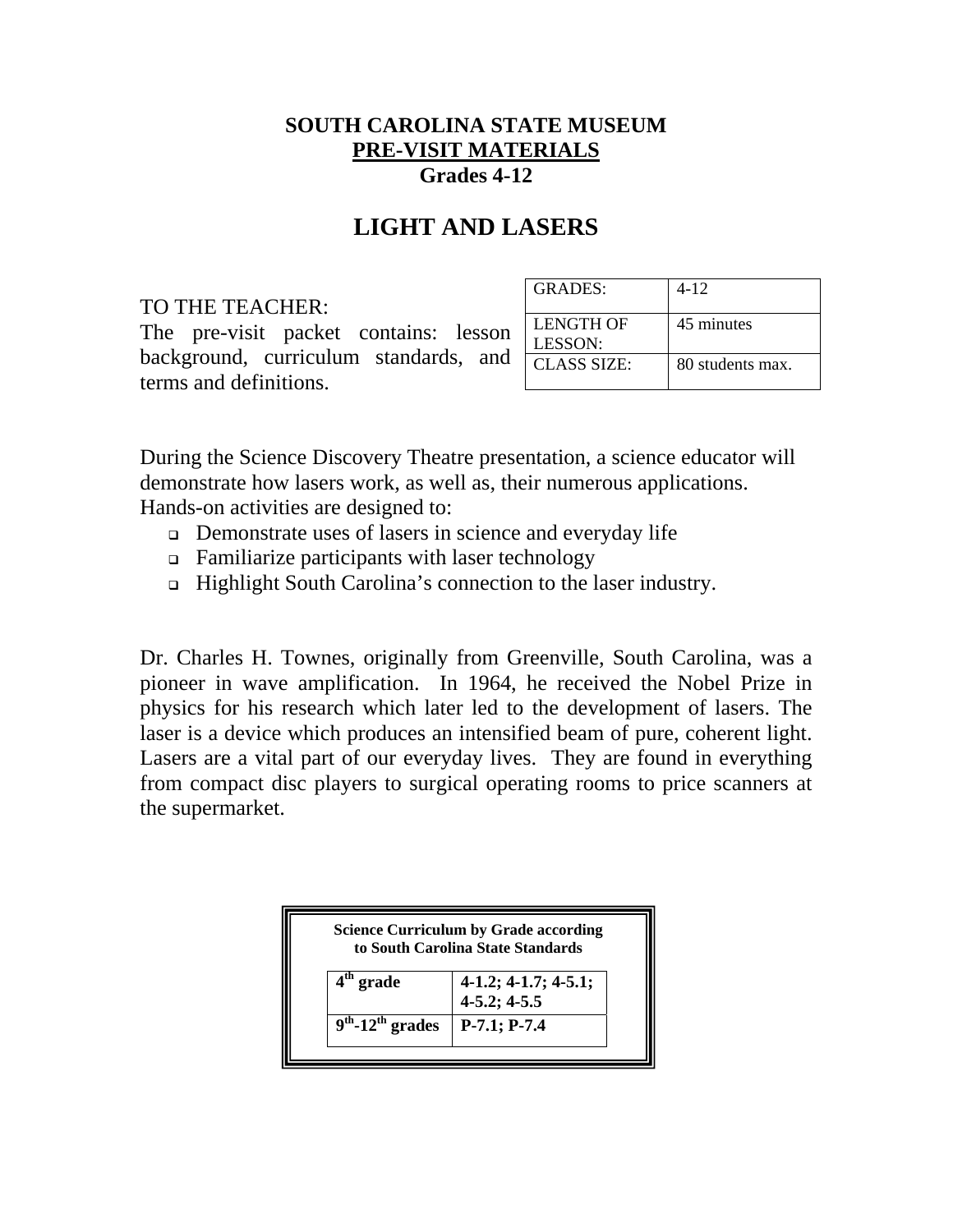**SOUTH CAROLINA STATE MUSEUM**
**PRE-VISIT MATERIALS**
**Grades 4-12**

# LIGHT AND LASERS

| GRADES: | 4-12 |
|---|---|
| LENGTH OF LESSON: | 45 minutes |
| CLASS SIZE: | 80 students max. |

TO THE TEACHER:
The pre-visit packet contains: lesson background, curriculum standards, and terms and definitions.

During the Science Discovery Theatre presentation, a science educator will demonstrate how lasers work, as well as, their numerous applications. Hands-on activities are designed to:

- Demonstrate uses of lasers in science and everyday life
- Familiarize participants with laser technology
- Highlight South Carolina's connection to the laser industry.

Dr. Charles H. Townes, originally from Greenville, South Carolina, was a pioneer in wave amplification. In 1964, he received the Nobel Prize in physics for his research which later led to the development of lasers. The laser is a device which produces an intensified beam of pure, coherent light. Lasers are a vital part of our everyday lives. They are found in everything from compact disc players to surgical operating rooms to price scanners at the supermarket.

**Science Curriculum by Grade according to South Carolina State Standards**

| Grade | Standards |
|---|---|
| **4th grade** | **4-1.2; 4-1.7; 4-5.1; 4-5.2; 4-5.5** |
| **9th-12th grades** | **P-7.1; P-7.4** |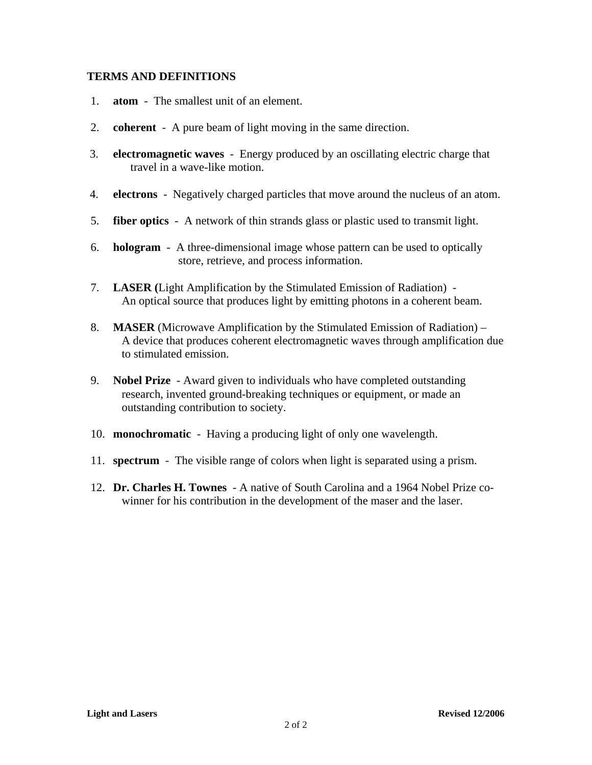## TERMS AND DEFINITIONS

1. **atom** - The smallest unit of an element.
2. **coherent** - A pure beam of light moving in the same direction.
3. **electromagnetic waves** - Energy produced by an oscillating electric charge that travel in a wave-like motion.
4. **electrons** - Negatively charged particles that move around the nucleus of an atom.
5. **fiber optics** - A network of thin strands glass or plastic used to transmit light.
6. **hologram** - A three-dimensional image whose pattern can be used to optically store, retrieve, and process information.
7. **LASER (**Light Amplification by the Stimulated Emission of Radiation) - An optical source that produces light by emitting photons in a coherent beam.
8. **MASER** (Microwave Amplification by the Stimulated Emission of Radiation) – A device that produces coherent electromagnetic waves through amplification due to stimulated emission.
9. **Nobel Prize** - Award given to individuals who have completed outstanding research, invented ground-breaking techniques or equipment, or made an outstanding contribution to society.
10. **monochromatic** - Having a producing light of only one wavelength.
11. **spectrum** - The visible range of colors when light is separated using a prism.
12. **Dr. Charles H. Townes** - A native of South Carolina and a 1964 Nobel Prize co-winner for his contribution in the development of the maser and the laser.